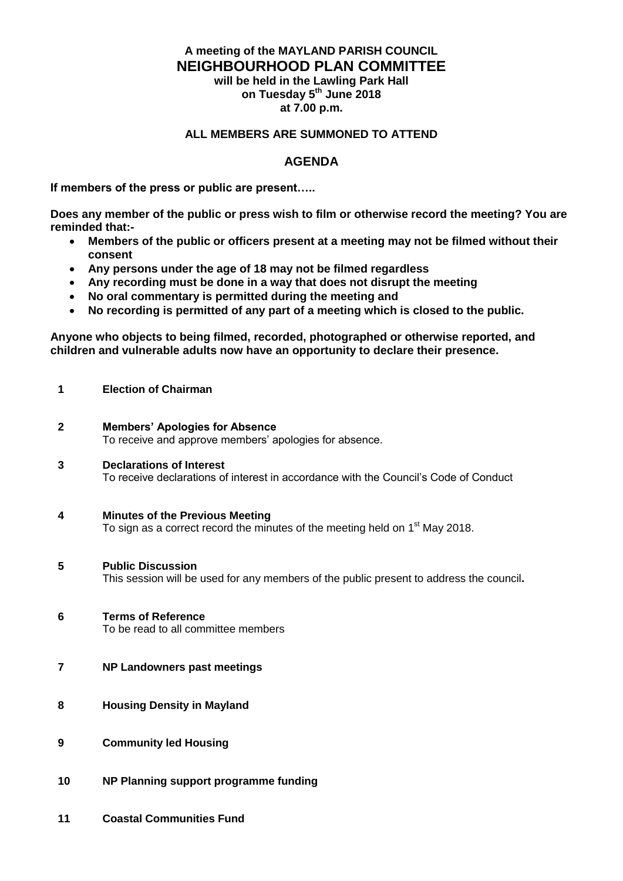**A meeting of the MAYLAND PARISH COUNCIL**

# NEIGHBOURHOOD PLAN COMMITTEE

**will be held in the Lawling Park Hall**
**on Tuesday 5th June 2018**
**at 7.00 p.m.**

**ALL MEMBERS ARE SUMMONED TO ATTEND**

## AGENDA

**If members of the press or public are present…..**

**Does any member of the public or press wish to film or otherwise record the meeting? You are reminded that:-**

- **Members of the public or officers present at a meeting may not be filmed without their consent**
- **Any persons under the age of 18 may not be filmed regardless**
- **Any recording must be done in a way that does not disrupt the meeting**
- **No oral commentary is permitted during the meeting and**
- **No recording is permitted of any part of a meeting which is closed to the public.**

**Anyone who objects to being filmed, recorded, photographed or otherwise reported, and children and vulnerable adults now have an opportunity to declare their presence.**

**1 Election of Chairman**

**2 Members' Apologies for Absence**
To receive and approve members' apologies for absence.

**3 Declarations of Interest**
To receive declarations of interest in accordance with the Council's Code of Conduct

**4 Minutes of the Previous Meeting**
To sign as a correct record the minutes of the meeting held on 1st May 2018.

**5 Public Discussion**
This session will be used for any members of the public present to address the council**.**

**6 Terms of Reference**
To be read to all committee members

**7 NP Landowners past meetings**

**8 Housing Density in Mayland**

**9 Community led Housing**

**10 NP Planning support programme funding**

**11 Coastal Communities Fund**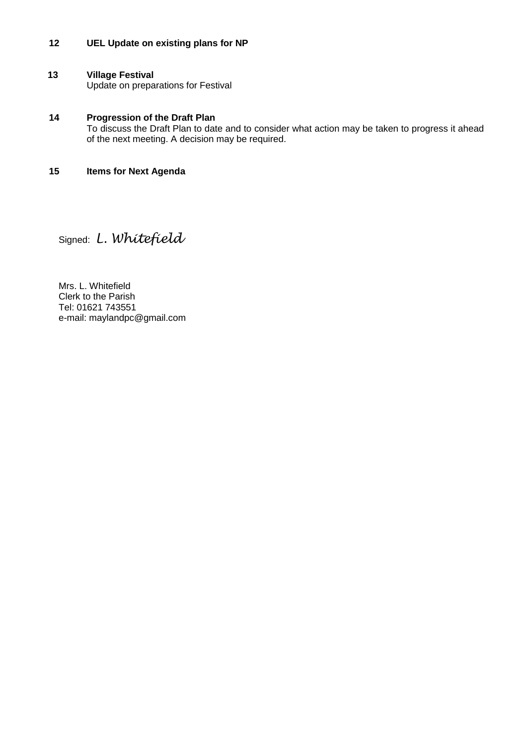**12 UEL Update on existing plans for NP**

**13 Village Festival**

Update on preparations for Festival

**14 Progression of the Draft Plan**

To discuss the Draft Plan to date and to consider what action may be taken to progress it ahead of the next meeting. A decision may be required.

**15 Items for Next Agenda**

Signed: *L. Whitefield*

Mrs. L. Whitefield
Clerk to the Parish
Tel: 01621 743551
e-mail: maylandpc@gmail.com